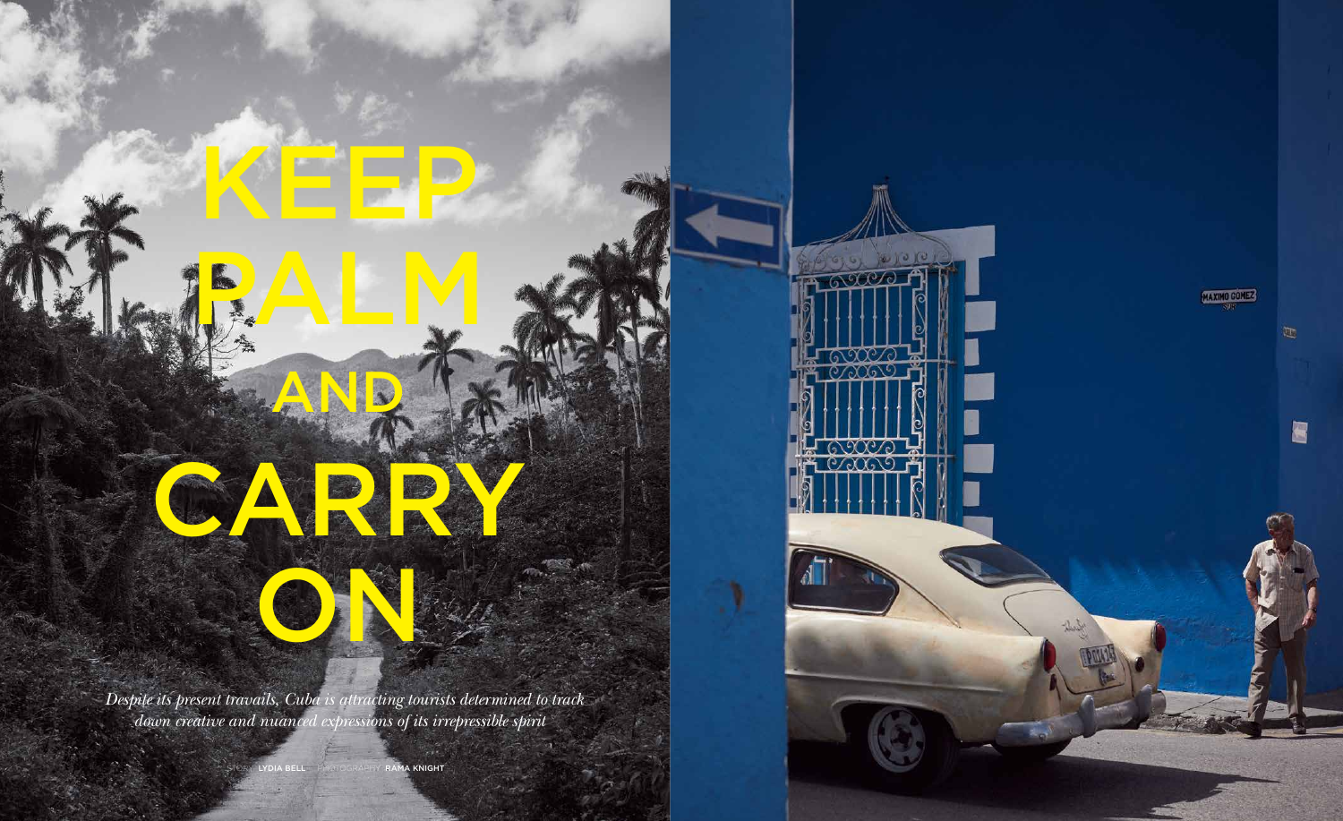# KEEP PALM AND CARRY ON

*Despite its present travails, Cuba is attracting tourists determined to track down creative and nuanced expressions of its irrepressible spirit*

STORY **LYDIA BELL** PHOTOGRAPHY **RAMA KNIGHT**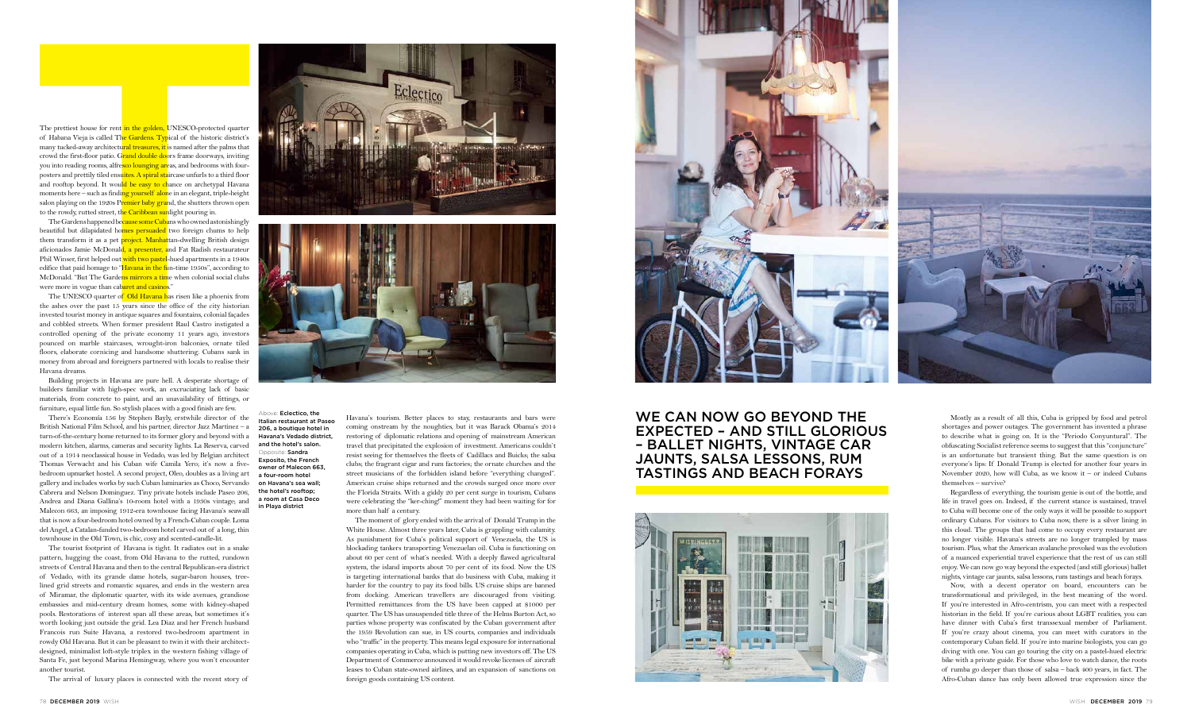The prettiest house for rent in the golden, UNESCO-protected quarter of Habana Vieja is called The Gardens. Typical of the historic district's many tucked-away architectural treasures, it is named after the palms that crowd the first-floor patio. Grand double doors frame doorways, inviting you into reading rooms, alfresco lounging areas, and bedrooms with four-posters and prettily tiled ensuites. A spiral staircase unfurls to a third floor and rooftop beyond. It would be easy to chance on archetypal Havana moments here – such as finding yourself alone in an elegant, triple-height salon playing on the 1920s Premier baby grand, the shutters thrown open to the rowdy, rutted street, the Caribbean sunlight pouring in.

The Gardens happened because some Cubans who owned astonishingly beautiful but dilapidated homes persuaded two foreign chums to help them transform it as a pet project. Manhattan-dwelling British design aficionados Jamie McDonald, a presenter, and Fat Radish restaurateur Phil Winser, first helped out with two pastel-hued apartments in a 1940s edifice that paid homage to "Havana in the fun-time 1950s", according to McDonald. "But The Gardens mirrors a time when colonial social clubs were more in vogue than cabaret and casinos."

The UNESCO quarter of Old Havana has risen like a phoenix from the ashes over the past 15 years since the office of the city historian invested tourist money in antique squares and fountains, colonial façades and cobbled streets. When former president Raul Castro instigated a controlled opening of the private economy 11 years ago, investors pounced on marble staircases, wrought-iron balconies, ornate tiled floors, elaborate cornicing and handsome shuttering. Cubans sank in money from abroad and foreigners partnered with locals to realise their Havana dreams.

Building projects in Havana are pure hell. A desperate shortage of builders familiar with high-spec work, an excruciating lack of basic materials, from concrete to paint, and an unavailability of fittings, or furniture, equal little fun. So stylish places with a good finish are few.

There's Economía 156 by Stephen Bayly, erstwhile director of the British National Film School, and his partner, director Jazz Martinez – a turn-of-the-century home returned to its former glory and beyond with a modern kitchen, alarms, cameras and security lights. La Reserva, carved out of a 1914 neoclassical house in Vedado, was led by Belgian architect Thomas Verwacht and his Cuban wife Camila Yero; it's now a five-bedroom upmarket hostel. A second project, Oleo, doubles as a living art gallery and includes works by such Cuban luminaries as Choco, Servando Cabrera and Nelson Dominguez. Tiny private hotels include Paseo 206, Andrea and Diana Gallina's 10-room hotel with a 1930s vintage; and Malecon 663, an imposing 1914-era townhouse facing Havana's seawall that is now a four-bedroom hotel owned by a French-Cuban couple. Loma del Angel, a Catalan-funded two-bedroom hotel carved out of a long, thin townhouse in the Old Town, is chic, cosy and scented-candle-lit.

The tourist footprint of Havana is tight. It radiates out in a snake pattern, hugging the coast, from Old Havana to the rutted, rundown streets of Central Havana and then to the central Republican-era district of Vedado, with its grande dame hotels, sugar-baron houses, tree-lined grid streets and romantic squares, and ends in the western area of Miramar, the diplomatic quarter, with its wide avenues, grandiose embassies and mid-century dream homes, some with kidney-shaped pools. Restorations of interest span all these areas, but sometimes it's worth looking just outside the grid. Lea Diaz and her French husband Francois run Suite Havana, a restored two-bedroom apartment in rowdy Old Havana. But it can be pleasant to twin it with their architect-designed, minimalist loft-style triplex in the western fishing village of Santa Fe, just beyond Marina Hemingway, where you won't encounter another tourist.

The arrival of luxury places is connected with the recent story of Havana's tourism. Better places to stay, restaurants and bars were coming onstream by the noughties, but it was Barack Obama's 2014 restoring of diplomatic relations and opening of mainstream American travel that precipitated the explosion of investment. Americans couldn't resist seeing for themselves the fleets of Cadillacs and Buicks; the salsa clubs; the fragrant cigar and rum factories; the ornate churches and the street musicians of the forbidden island before "everything changed". American cruise ships returned and the crowds surged once more over the Florida Straits. With a giddy 20 per cent surge in tourism, Cubans were celebrating the "ker-ching!" moment they had been waiting for for more than half a century.

The moment of glory ended with the arrival of Donald Trump in the White House. Almost three years later, Cuba is grappling with calamity. As punishment for Cuba's political support of Venezuela, the US is blockading tankers transporting Venezuelan oil. Cuba is functioning on about 60 per cent of what's needed. With a deeply flawed agricultural system, the island imports about 70 per cent of its food. Now the US is targeting international banks that do business with Cuba, making it harder for the country to pay its food bills. US cruise ships are banned from docking. American travellers are discouraged from visiting. Permitted remittances from the US have been capped at $1000 per quarter. The US has unsuspended title three of the Helms Burton Act, so parties whose property was confiscated by the Cuban government after the 1959 Revolution can sue, in US courts, companies and individuals who "traffic" in the property. This means legal exposure for international companies operating in Cuba, which is putting new investors off. The US Department of Commerce announced it would revoke licenses of aircraft leases to Cuban state-owned airlines, and an expansion of sanctions on foreign goods containing US content.

Above: **Eclectico, the Italian restaurant at Paseo 206, a boutique hotel in Havana's Vedado district, and the hotel's salon.** Opposite: **Sandra Exposito, the French owner of Malecon 663, a four-room hotel on Havana's sea wall; the hotel's rooftop; a room at Casa Deco in Playa district**

## WE CAN NOW GO BEYOND THE EXPECTED – AND STILL GLORIOUS – BALLET NIGHTS, VINTAGE CAR JAUNTS, SALSA LESSONS, RUM TASTINGS AND BEACH FORAYS

Mostly as a result of all this, Cuba is gripped by food and petrol shortages and power outages. The government has invented a phrase to describe what is going on. It is the "Periodo Conyuntural". The obfuscating Socialist reference seems to suggest that this "conjuncture" is an unfortunate but transient thing. But the same question is on everyone's lips: If Donald Trump is elected for another four years in November 2020, how will Cuba, as we know it – or indeed Cubans themselves – survive?

Regardless of everything, the tourism genie is out of the bottle, and life in travel goes on. Indeed, if the current stance is sustained, travel to Cuba will become one of the only ways it will be possible to support ordinary Cubans. For visitors to Cuba now, there is a silver lining in this cloud. The groups that had come to occupy every restaurant are no longer visible. Havana's streets are no longer trampled by mass tourism. Plus, what the American avalanche provoked was the evolution of a nuanced experiential travel experience that the rest of us can still enjoy. We can now go way beyond the expected (and still glorious) ballet nights, vintage car jaunts, salsa lessons, rum tastings and beach forays.

Now, with a decent operator on board, encounters can be transformational and privileged, in the best meaning of the word. If you're interested in Afro-centrism, you can meet with a respected historian in the field. If you're curious about LGBT realities, you can have dinner with Cuba's first transsexual member of Parliament. If you're crazy about cinema, you can meet with curators in the contemporary Cuban field. If you're into marine biologists, you can go diving with one. You can go touring the city on a pastel-hued electric bike with a private guide. For those who love to watch dance, the roots of rumba go deeper than those of salsa – back 400 years, in fact. The Afro-Cuban dance has only been allowed true expression since the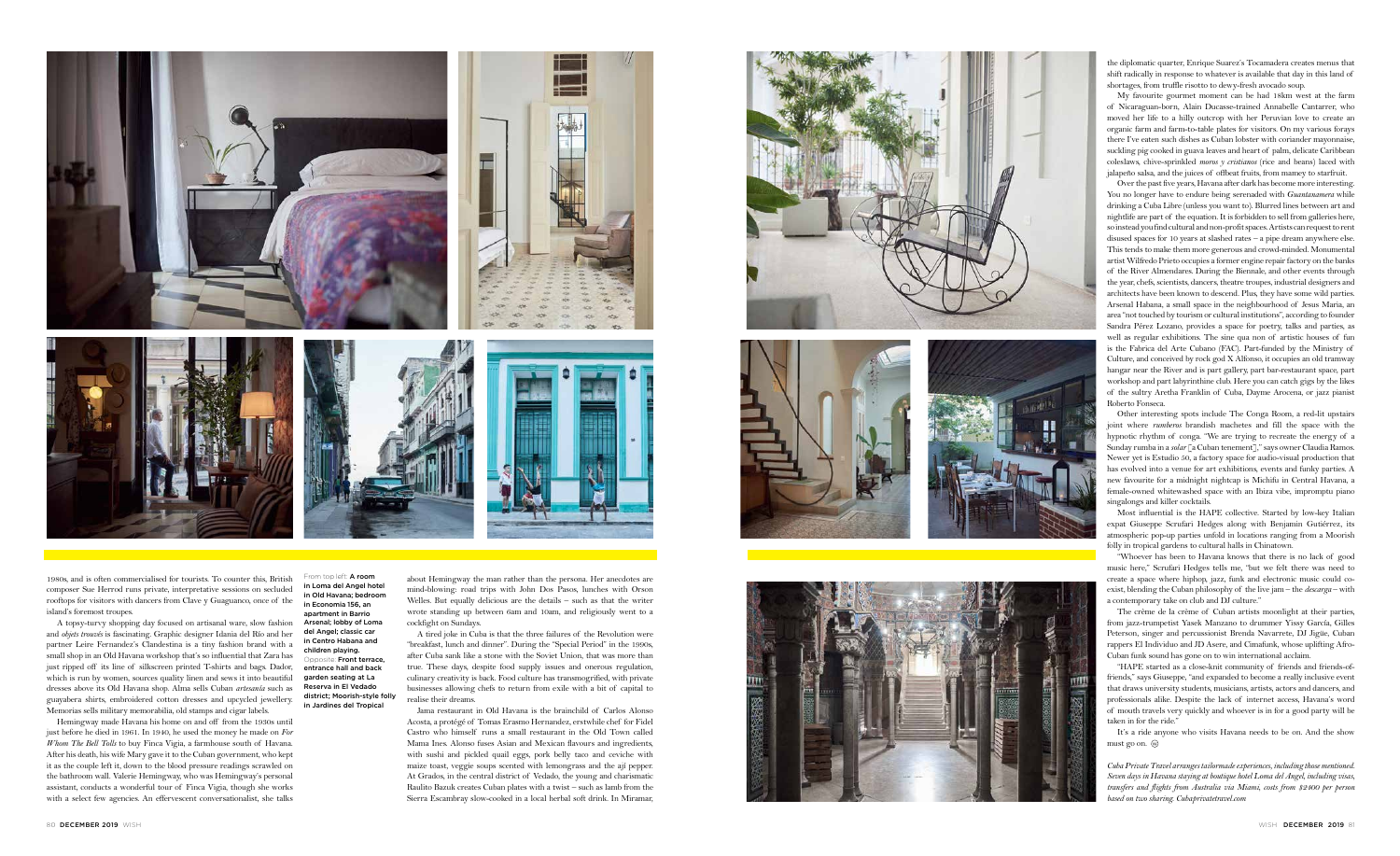1980s, and is often commercialised for tourists. To counter this, British composer Sue Herrod runs private, interpretative sessions on secluded rooftops for visitors with dancers from Clave y Guaguanco, once of the island's foremost troupes.

A topsy-turvy shopping day focused on artisanal ware, slow fashion and *objets trouvés* is fascinating. Graphic designer Idania del Río and her partner Leire Fernandez's Clandestina is a tiny fashion brand with a small shop in an Old Havana workshop that's so influential that Zara has just ripped off its line of silkscreen printed T-shirts and bags. Dador, which is run by women, sources quality linen and sews it into beautiful dresses above its Old Havana shop. Alma sells Cuban *artesanía* such as guayabera shirts, embroidered cotton dresses and upcycled jewellery. Memorias sells military memorabilia, old stamps and cigar labels.

Hemingway made Havana his home on and off from the 1930s until just before he died in 1961. In 1940, he used the money he made on *For Whom The Bell Tolls* to buy Finca Vigia, a farmhouse south of Havana. After his death, his wife Mary gave it to the Cuban government, who kept it as the couple left it, down to the blood pressure readings scrawled on the bathroom wall. Valerie Hemingway, who was Hemingway's personal assistant, conducts a wonderful tour of Finca Vigia, though she works with a select few agencies. An effervescent conversationalist, she talks about Hemingway the man rather than the persona. Her anecdotes are mind-blowing: road trips with John Dos Passos, lunches with Orson Welles. But equally delicious are the details – such as that the writer wrote standing up between 6am and 10am, and religiously went to a cockfight on Sundays.

From top left: **A room in Loma del Angel hotel in Old Havana; bedroom in Economia 156, an apartment in Barrio Arsenal; lobby of Loma del Angel; classic car in Centro Habana and children playing.** Opposite: **Front terrace, entrance hall and back garden seating at La Reserva in El Vedado district; Moorish-style folly in Jardines del Tropical**

A tired joke in Cuba is that the three failures of the Revolution were "breakfast, lunch and dinner". During the "Special Period" in the 1990s, after Cuba sank like a stone with the Soviet Union, that was more than true. These days, despite food supply issues and onerous regulation, culinary creativity is back. Food culture has transmogrified, with private businesses allowing chefs to return from exile with a bit of capital to realise their dreams.

Jama restaurant in Old Havana is the brainchild of Carlos Alonso Acosta, a protégé of Tomas Erasmo Hernandez, erstwhile chef for Fidel Castro who himself runs a small restaurant in the Old Town called Mama Ines. Alonso fuses Asian and Mexican flavours and ingredients, with sushi and pickled quail eggs, pork belly taco and ceviche with maize toast, veggie soups scented with lemongrass and the aji pepper. At Grados, in the central district of Vedado, the young and charismatic Raulito Bazuk creates Cuban plates with a twist – such as lamb from the Sierra Escambray slow-cooked in a local herbal soft drink. In Miramar, the diplomatic quarter, Enrique Suarez's Tocamadera creates menus that shift radically in response to whatever is available that day in this land of shortages, from truffle risotto to dewy-fresh avocado soup.

My favourite gourmet moment can be had 18km west at the farm of Nicaraguan-born, Alain Ducasse-trained Annabelle Cantarrer, who moved her life to a hilly outcrop with her Peruvian love to create an organic farm and farm-to-table plates for visitors. On my various forays there I've eaten such dishes as Cuban lobster with coriander mayonnaise, suckling pig cooked in guava leaves and heart of palm, delicate Caribbean coleslaws, chive-sprinkled *moros y cristianos* (rice and beans) laced with jalapeño salsa, and the juices of offbeat fruits, from mamey to starfruit.

Over the past five years, Havana after dark has become more interesting. You no longer have to endure being serenaded with *Guantanamera* while drinking a Cuba Libre (unless you want to). Blurred lines between art and nightlife are part of the equation. It is forbidden to sell from galleries here, so instead you find cultural and non-profit spaces. Artists can request to rent disused spaces for 10 years at slashed rates – a pipe dream anywhere else. This tends to make them more generous and crowd-minded. Monumental artist Wilfredo Prieto occupies a former engine repair factory on the banks of the River Almendares. During the Biennale, and other events through the year, chefs, scientists, dancers, theatre troupes, industrial designers and architects have been known to descend. Plus, they have some wild parties. Arsenal Habana, a small space in the neighbourhood of Jesus Maria, an area "not touched by tourism or cultural institutions", according to founder Sandra Pérez Lozano, provides a space for poetry, talks and parties, as well as regular exhibitions. The sine qua non of artistic houses of fun is the Fabrica del Arte Cubano (FAC). Part-funded by the Ministry of Culture, and conceived by rock god X Alfonso, it occupies an old tramway hangar near the River and is part gallery, part bar-restaurant space, part workshop and part labyrinthine club. Here you can catch gigs by the likes of the sultry Aretha Franklin of Cuba, Dayme Arocena, or jazz pianist Roberto Fonseca.

Other interesting spots include The Conga Room, a red-lit upstairs joint where *rumberos* brandish machetes and fill the space with the hypnotic rhythm of conga. "We are trying to recreate the energy of a Sunday rumba in a *solar* [a Cuban tenement]," says owner Claudia Ramos. Newer yet is Estudio 50, a factory space for audio-visual production that has evolved into a venue for exhibitions, events and funky parties. A new favourite for a midnight nightcap is Michifu in Central Havana, a female-owned whitewashed space with an Ibiza vibe, impromptu piano singalongs and killer cocktails.

Most influential is the HAPE collective. Started by low-key Italian expat Giuseppe Scrufari Hedges along with Benjamin Gutiérrez, its atmospheric pop-up parties unfold in locations ranging from a Moorish folly in tropical gardens to cultural halls in Chinatown.

"Whoever has been to Havana knows that there is no lack of good music here," Scrufari Hedges tells me, "but we felt there was need to create a space where hiphop, jazz, funk and electronic music could co-exist, blending the Cuban philosophy of the live jam – the *descarga* – with a contemporary take on club and DJ culture."

The crème de la crème of Cuban artists moonlight at their parties, from jazz-trumpetist Yasek Manzano to drummer Yissy García, Gilles Peterson, singer and percussionist Brenda Navarrete, DJ Jigüe, Cuban rappers El Individuo and JD Asere, and Cimafunk, whose uplifting Afro-Cuban funk sound has gone on to win international acclaim.

"HAPE started as a close-knit community of friends and friends-of-friends," says Giuseppe, "and expanded to become a really inclusive event that draws university students, musicians, artists, actors and dancers, and professionals alike. Despite the lack of internet access, Havana's word of mouth travels very quickly and whoever is in for a good party will be taken in for the ride."

It's a ride anyone who visits Havana needs to be on. And the show must go on.

*Cuba Private Travel arranges tailormade experiences, including those mentioned. Seven days in Havana staying at boutique hotel Loma del Angel, including visas, transfers and flights from Australia via Miami, costs from $2400 per person based on two sharing. Cubaprivatetravel.com*